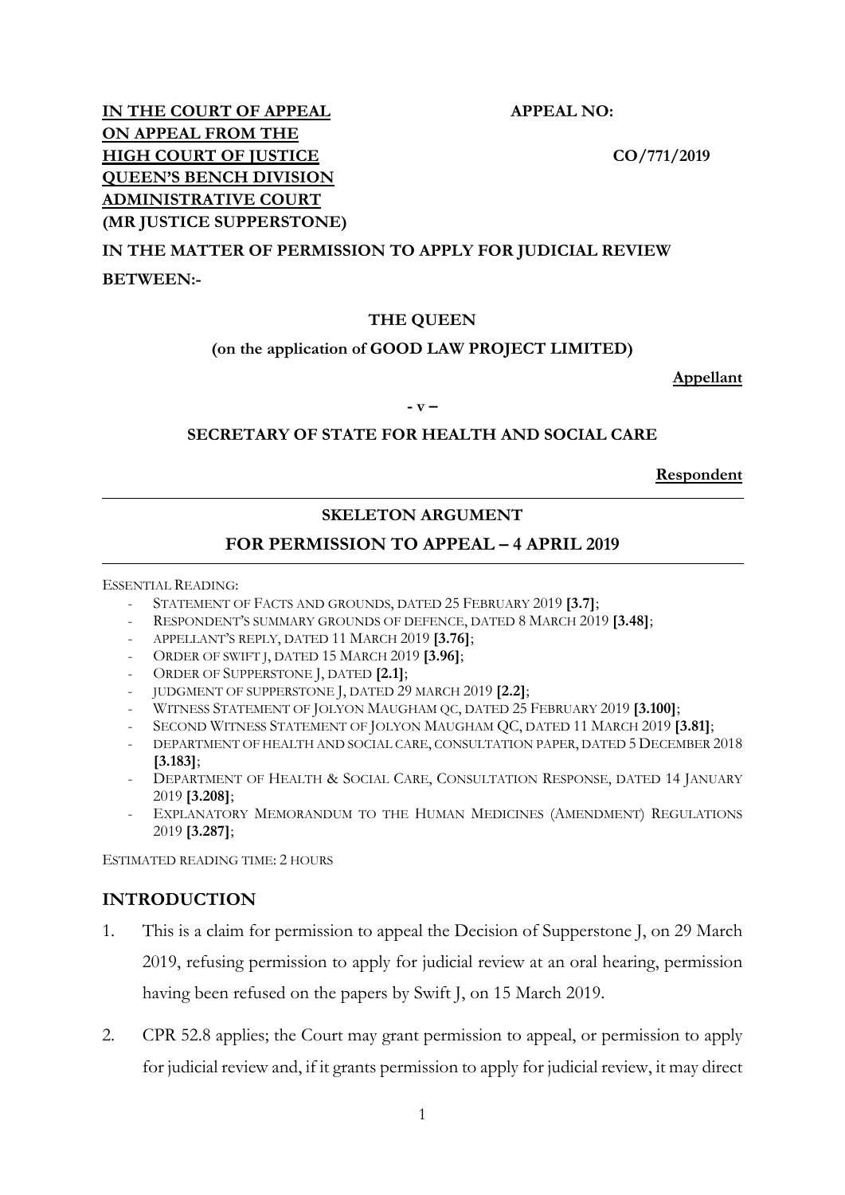**IN THE COURT OF APPEAL** **APPEAL NO:**
**ON APPEAL FROM THE**
**HIGH COURT OF JUSTICE** **CO/771/2019**
**QUEEN'S BENCH DIVISION**
**ADMINISTRATIVE COURT**
**(MR JUSTICE SUPPERSTONE)**

**IN THE MATTER OF PERMISSION TO APPLY FOR JUDICIAL REVIEW**

**BETWEEN:-**

**THE QUEEN**

**(on the application of GOOD LAW PROJECT LIMITED)**

**Appellant**

**- v –**

**SECRETARY OF STATE FOR HEALTH AND SOCIAL CARE**

**Respondent**

---

**SKELETON ARGUMENT**

**FOR PERMISSION TO APPEAL – 4 APRIL 2019**

---

ESSENTIAL READING:

- STATEMENT OF FACTS AND GROUNDS, DATED 25 FEBRUARY 2019 **[3.7]**;
- RESPONDENT'S SUMMARY GROUNDS OF DEFENCE, DATED 8 MARCH 2019 **[3.48]**;
- APPELLANT'S REPLY, DATED 11 MARCH 2019 **[3.76]**;
- ORDER OF SWIFT J, DATED 15 MARCH 2019 **[3.96]**;
- ORDER OF SUPPERSTONE J, DATED **[2.1]**;
- JUDGMENT OF SUPPERSTONE J, DATED 29 MARCH 2019 **[2.2]**;
- WITNESS STATEMENT OF JOLYON MAUGHAM QC, DATED 25 FEBRUARY 2019 **[3.100]**;
- SECOND WITNESS STATEMENT OF JOLYON MAUGHAM QC, DATED 11 MARCH 2019 **[3.81]**;
- DEPARTMENT OF HEALTH AND SOCIAL CARE, CONSULTATION PAPER, DATED 5 DECEMBER 2018 **[3.183]**;
- DEPARTMENT OF HEALTH & SOCIAL CARE, CONSULTATION RESPONSE, DATED 14 JANUARY 2019 **[3.208]**;
- EXPLANATORY MEMORANDUM TO THE HUMAN MEDICINES (AMENDMENT) REGULATIONS 2019 **[3.287]**;

ESTIMATED READING TIME: 2 HOURS

## INTRODUCTION

1. This is a claim for permission to appeal the Decision of Supperstone J, on 29 March 2019, refusing permission to apply for judicial review at an oral hearing, permission having been refused on the papers by Swift J, on 15 March 2019.

2. CPR 52.8 applies; the Court may grant permission to appeal, or permission to apply for judicial review and, if it grants permission to apply for judicial review, it may direct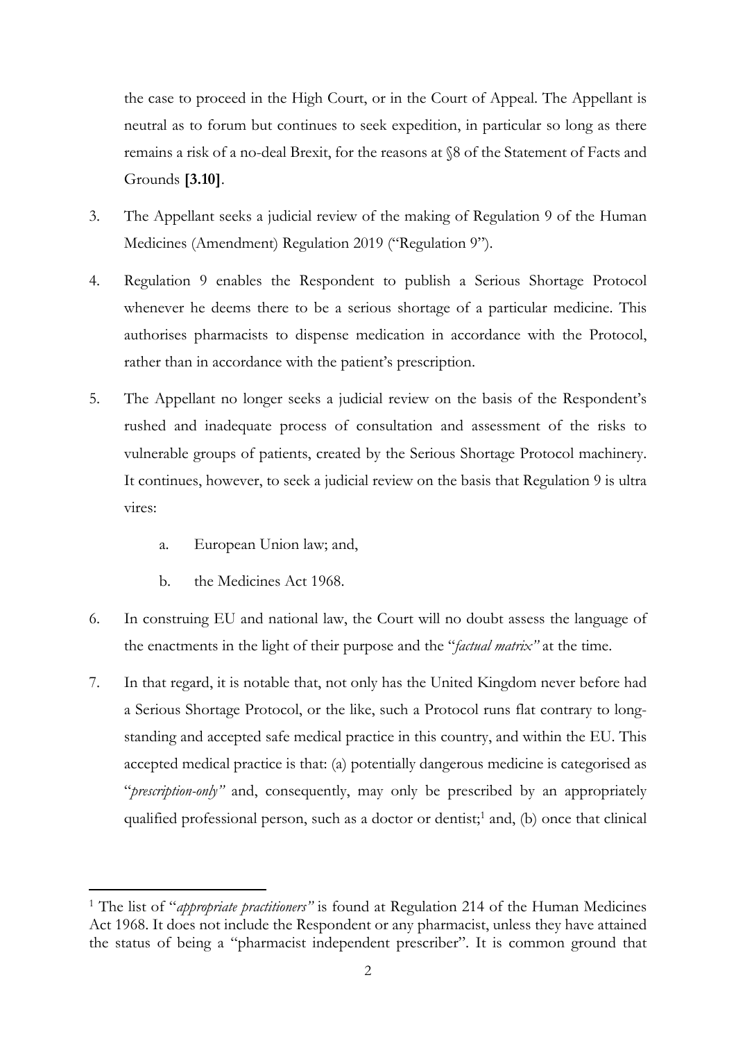the case to proceed in the High Court, or in the Court of Appeal. The Appellant is neutral as to forum but continues to seek expedition, in particular so long as there remains a risk of a no-deal Brexit, for the reasons at §8 of the Statement of Facts and Grounds **[3.10]**.

3. The Appellant seeks a judicial review of the making of Regulation 9 of the Human Medicines (Amendment) Regulation 2019 ("Regulation 9").

4. Regulation 9 enables the Respondent to publish a Serious Shortage Protocol whenever he deems there to be a serious shortage of a particular medicine. This authorises pharmacists to dispense medication in accordance with the Protocol, rather than in accordance with the patient's prescription.

5. The Appellant no longer seeks a judicial review on the basis of the Respondent's rushed and inadequate process of consultation and assessment of the risks to vulnerable groups of patients, created by the Serious Shortage Protocol machinery. It continues, however, to seek a judicial review on the basis that Regulation 9 is ultra vires:

   a. European Union law; and,

   b. the Medicines Act 1968.

6. In construing EU and national law, the Court will no doubt assess the language of the enactments in the light of their purpose and the "*factual matrix"* at the time.

7. In that regard, it is notable that, not only has the United Kingdom never before had a Serious Shortage Protocol, or the like, such a Protocol runs flat contrary to long-standing and accepted safe medical practice in this country, and within the EU. This accepted medical practice is that: (a) potentially dangerous medicine is categorised as "*prescription-only"* and, consequently, may only be prescribed by an appropriately qualified professional person, such as a doctor or dentist;[1] and, (b) once that clinical

[1] The list of "*appropriate practitioners"* is found at Regulation 214 of the Human Medicines Act 1968. It does not include the Respondent or any pharmacist, unless they have attained the status of being a "pharmacist independent prescriber". It is common ground that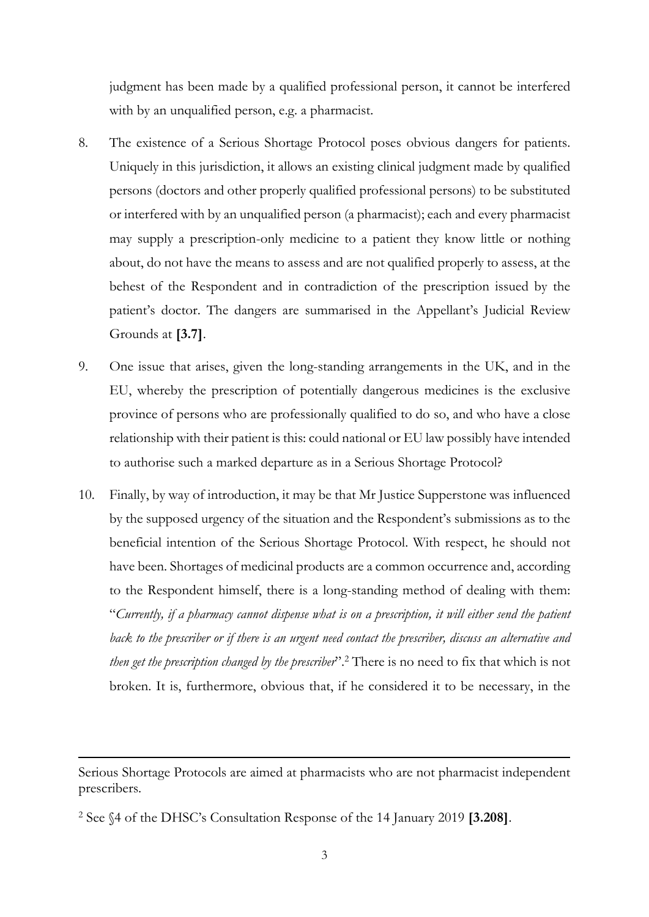judgment has been made by a qualified professional person, it cannot be interfered with by an unqualified person, e.g. a pharmacist.

8. The existence of a Serious Shortage Protocol poses obvious dangers for patients. Uniquely in this jurisdiction, it allows an existing clinical judgment made by qualified persons (doctors and other properly qualified professional persons) to be substituted or interfered with by an unqualified person (a pharmacist); each and every pharmacist may supply a prescription-only medicine to a patient they know little or nothing about, do not have the means to assess and are not qualified properly to assess, at the behest of the Respondent and in contradiction of the prescription issued by the patient's doctor. The dangers are summarised in the Appellant's Judicial Review Grounds at **[3.7]**.

9. One issue that arises, given the long-standing arrangements in the UK, and in the EU, whereby the prescription of potentially dangerous medicines is the exclusive province of persons who are professionally qualified to do so, and who have a close relationship with their patient is this: could national or EU law possibly have intended to authorise such a marked departure as in a Serious Shortage Protocol?

10. Finally, by way of introduction, it may be that Mr Justice Supperstone was influenced by the supposed urgency of the situation and the Respondent's submissions as to the beneficial intention of the Serious Shortage Protocol. With respect, he should not have been. Shortages of medicinal products are a common occurrence and, according to the Respondent himself, there is a long-standing method of dealing with them: "*Currently, if a pharmacy cannot dispense what is on a prescription, it will either send the patient back to the prescriber or if there is an urgent need contact the prescriber, discuss an alternative and then get the prescription changed by the prescriber*".[2] There is no need to fix that which is not broken. It is, furthermore, obvious that, if he considered it to be necessary, in the

---

Serious Shortage Protocols are aimed at pharmacists who are not pharmacist independent prescribers.

[2] See §4 of the DHSC's Consultation Response of the 14 January 2019 **[3.208]**.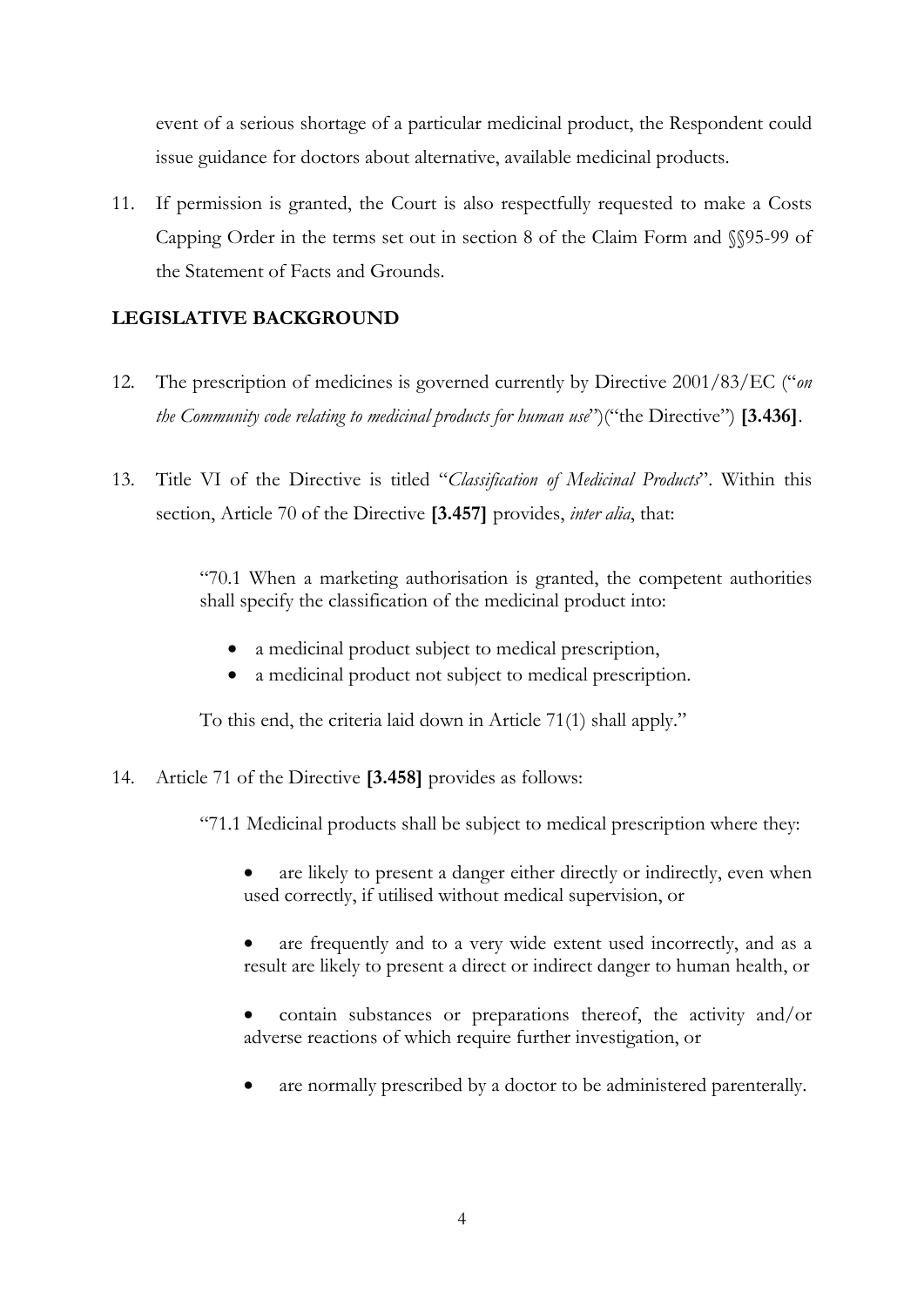event of a serious shortage of a particular medicinal product, the Respondent could issue guidance for doctors about alternative, available medicinal products.

11. If permission is granted, the Court is also respectfully requested to make a Costs Capping Order in the terms set out in section 8 of the Claim Form and §§95-99 of the Statement of Facts and Grounds.

## LEGISLATIVE BACKGROUND

12. The prescription of medicines is governed currently by Directive 2001/83/EC ("*on the Community code relating to medicinal products for human use*")("the Directive") **[3.436]**.

13. Title VI of the Directive is titled "*Classification of Medicinal Products*". Within this section, Article 70 of the Directive **[3.457]** provides, *inter alia*, that:

> "70.1 When a marketing authorisation is granted, the competent authorities shall specify the classification of the medicinal product into:
>
> - a medicinal product subject to medical prescription,
> - a medicinal product not subject to medical prescription.
>
> To this end, the criteria laid down in Article 71(1) shall apply."

14. Article 71 of the Directive **[3.458]** provides as follows:

> "71.1 Medicinal products shall be subject to medical prescription where they:
>
> - are likely to present a danger either directly or indirectly, even when used correctly, if utilised without medical supervision, or
> - are frequently and to a very wide extent used incorrectly, and as a result are likely to present a direct or indirect danger to human health, or
> - contain substances or preparations thereof, the activity and/or adverse reactions of which require further investigation, or
> - are normally prescribed by a doctor to be administered parenterally.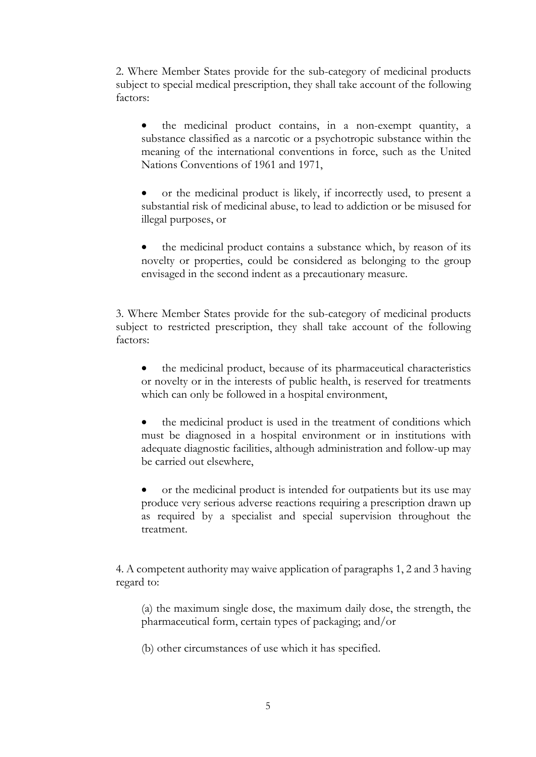2. Where Member States provide for the sub-category of medicinal products subject to special medical prescription, they shall take account of the following factors:

- the medicinal product contains, in a non-exempt quantity, a substance classified as a narcotic or a psychotropic substance within the meaning of the international conventions in force, such as the United Nations Conventions of 1961 and 1971,

- or the medicinal product is likely, if incorrectly used, to present a substantial risk of medicinal abuse, to lead to addiction or be misused for illegal purposes, or

- the medicinal product contains a substance which, by reason of its novelty or properties, could be considered as belonging to the group envisaged in the second indent as a precautionary measure.

3. Where Member States provide for the sub-category of medicinal products subject to restricted prescription, they shall take account of the following factors:

- the medicinal product, because of its pharmaceutical characteristics or novelty or in the interests of public health, is reserved for treatments which can only be followed in a hospital environment,

- the medicinal product is used in the treatment of conditions which must be diagnosed in a hospital environment or in institutions with adequate diagnostic facilities, although administration and follow-up may be carried out elsewhere,

- or the medicinal product is intended for outpatients but its use may produce very serious adverse reactions requiring a prescription drawn up as required by a specialist and special supervision throughout the treatment.

4. A competent authority may waive application of paragraphs 1, 2 and 3 having regard to:

(a) the maximum single dose, the maximum daily dose, the strength, the pharmaceutical form, certain types of packaging; and/or

(b) other circumstances of use which it has specified.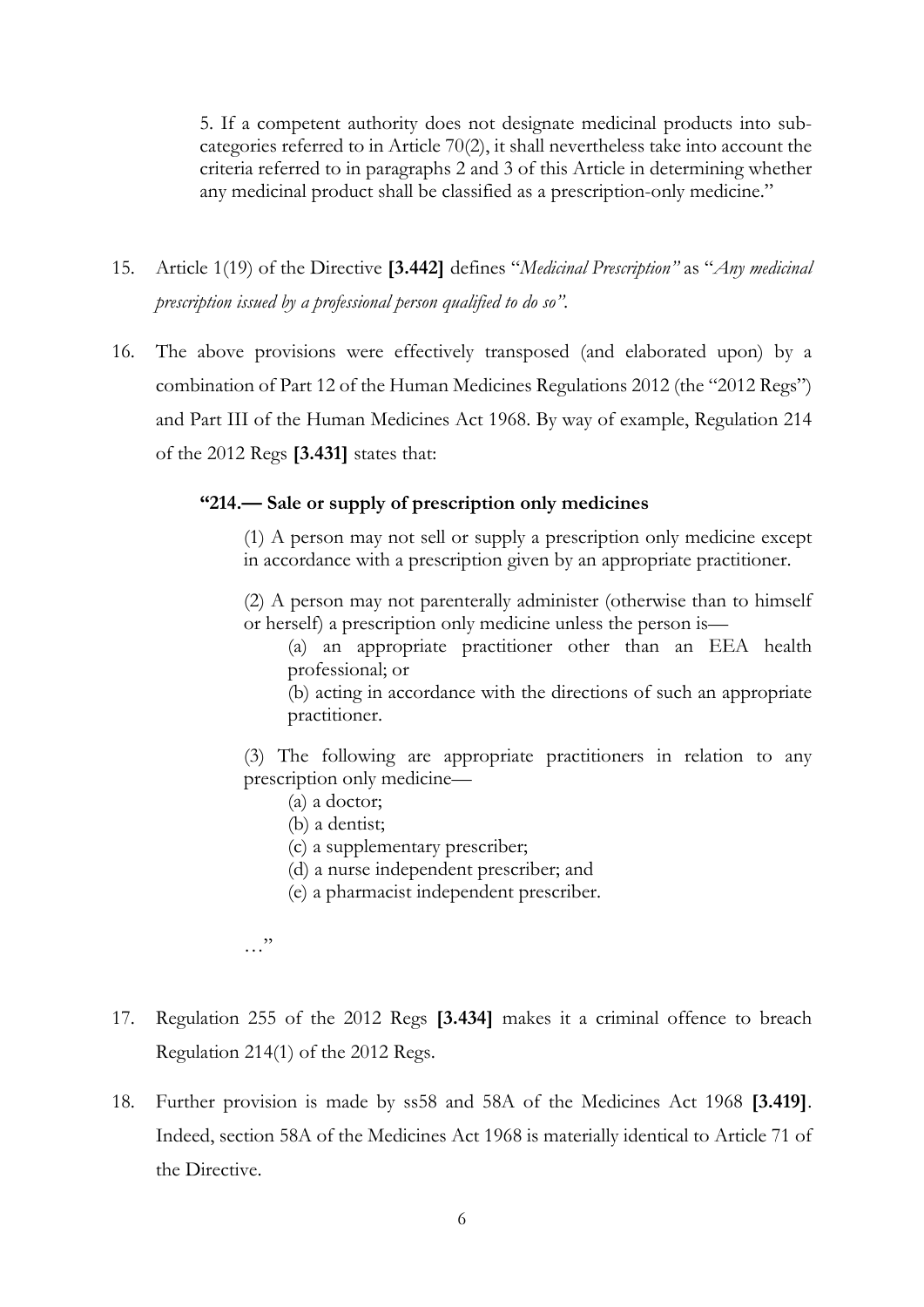> 5. If a competent authority does not designate medicinal products into sub-categories referred to in Article 70(2), it shall nevertheless take into account the criteria referred to in paragraphs 2 and 3 of this Article in determining whether any medicinal product shall be classified as a prescription-only medicine."

15. Article 1(19) of the Directive **[3.442]** defines "*Medicinal Prescription"* as "*Any medicinal prescription issued by a professional person qualified to do so"*.

16. The above provisions were effectively transposed (and elaborated upon) by a combination of Part 12 of the Human Medicines Regulations 2012 (the "2012 Regs") and Part III of the Human Medicines Act 1968. By way of example, Regulation 214 of the 2012 Regs **[3.431]** states that:

> **"214.— Sale or supply of prescription only medicines**
>
> (1) A person may not sell or supply a prescription only medicine except in accordance with a prescription given by an appropriate practitioner.
>
> (2) A person may not parenterally administer (otherwise than to himself or herself) a prescription only medicine unless the person is—
>
> (a) an appropriate practitioner other than an EEA health professional; or
>
> (b) acting in accordance with the directions of such an appropriate practitioner.
>
> (3) The following are appropriate practitioners in relation to any prescription only medicine—
>
> (a) a doctor;
>
> (b) a dentist;
>
> (c) a supplementary prescriber;
>
> (d) a nurse independent prescriber; and
>
> (e) a pharmacist independent prescriber.
>
> …"

17. Regulation 255 of the 2012 Regs **[3.434]** makes it a criminal offence to breach Regulation 214(1) of the 2012 Regs.

18. Further provision is made by ss58 and 58A of the Medicines Act 1968 **[3.419]**. Indeed, section 58A of the Medicines Act 1968 is materially identical to Article 71 of the Directive.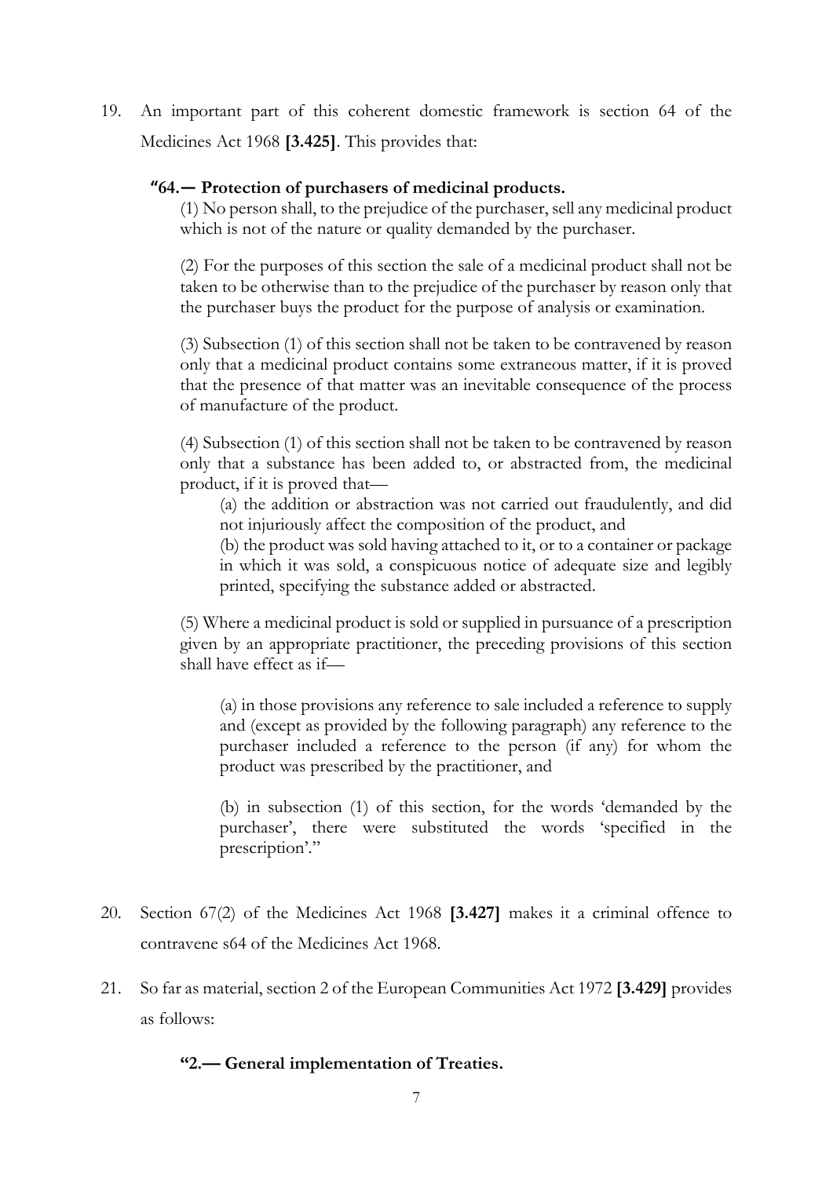19. An important part of this coherent domestic framework is section 64 of the Medicines Act 1968 **[3.425]**. This provides that:

> **"64.— Protection of purchasers of medicinal products.**
>
> (1) No person shall, to the prejudice of the purchaser, sell any medicinal product which is not of the nature or quality demanded by the purchaser.
>
> (2) For the purposes of this section the sale of a medicinal product shall not be taken to be otherwise than to the prejudice of the purchaser by reason only that the purchaser buys the product for the purpose of analysis or examination.
>
> (3) Subsection (1) of this section shall not be taken to be contravened by reason only that a medicinal product contains some extraneous matter, if it is proved that the presence of that matter was an inevitable consequence of the process of manufacture of the product.
>
> (4) Subsection (1) of this section shall not be taken to be contravened by reason only that a substance has been added to, or abstracted from, the medicinal product, if it is proved that—
>
> (a) the addition or abstraction was not carried out fraudulently, and did not injuriously affect the composition of the product, and
>
> (b) the product was sold having attached to it, or to a container or package in which it was sold, a conspicuous notice of adequate size and legibly printed, specifying the substance added or abstracted.
>
> (5) Where a medicinal product is sold or supplied in pursuance of a prescription given by an appropriate practitioner, the preceding provisions of this section shall have effect as if—
>
> (a) in those provisions any reference to sale included a reference to supply and (except as provided by the following paragraph) any reference to the purchaser included a reference to the person (if any) for whom the product was prescribed by the practitioner, and
>
> (b) in subsection (1) of this section, for the words 'demanded by the purchaser', there were substituted the words 'specified in the prescription'."

20. Section 67(2) of the Medicines Act 1968 **[3.427]** makes it a criminal offence to contravene s64 of the Medicines Act 1968.

21. So far as material, section 2 of the European Communities Act 1972 **[3.429]** provides as follows:

> **"2.— General implementation of Treaties.**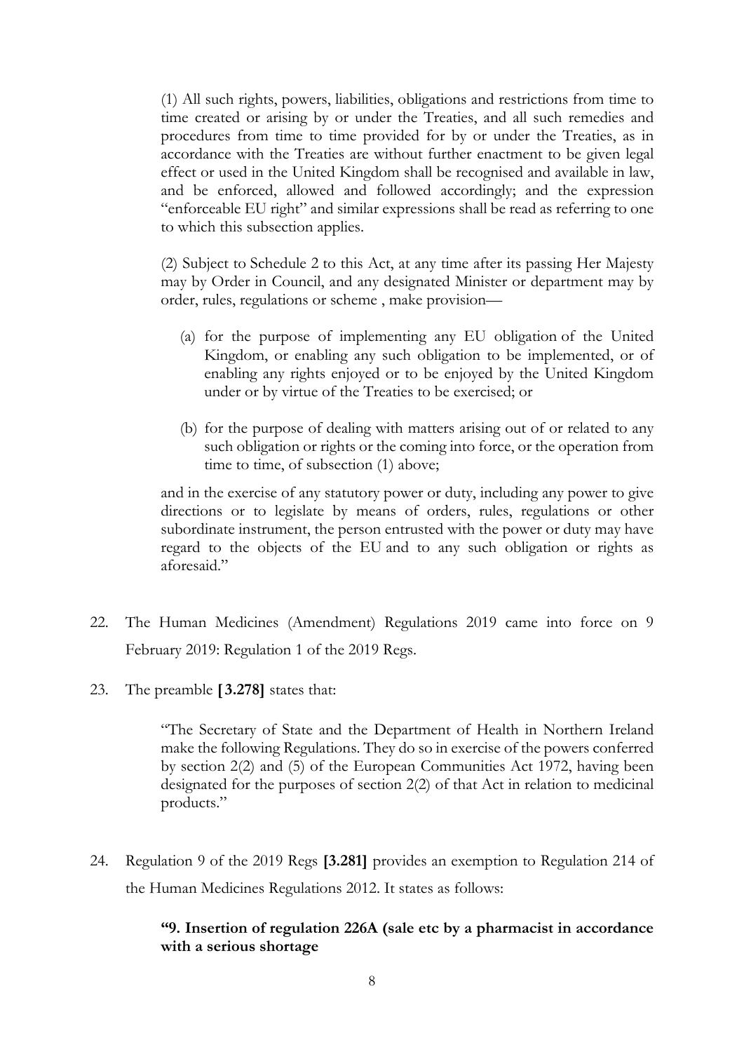> (1) All such rights, powers, liabilities, obligations and restrictions from time to time created or arising by or under the Treaties, and all such remedies and procedures from time to time provided for by or under the Treaties, as in accordance with the Treaties are without further enactment to be given legal effect or used in the United Kingdom shall be recognised and available in law, and be enforced, allowed and followed accordingly; and the expression "enforceable EU right" and similar expressions shall be read as referring to one to which this subsection applies.
>
> (2) Subject to Schedule 2 to this Act, at any time after its passing Her Majesty may by Order in Council, and any designated Minister or department may by order, rules, regulations or scheme , make provision—
>
> (a) for the purpose of implementing any EU obligation of the United Kingdom, or enabling any such obligation to be implemented, or of enabling any rights enjoyed or to be enjoyed by the United Kingdom under or by virtue of the Treaties to be exercised; or
>
> (b) for the purpose of dealing with matters arising out of or related to any such obligation or rights or the coming into force, or the operation from time to time, of subsection (1) above;
>
> and in the exercise of any statutory power or duty, including any power to give directions or to legislate by means of orders, rules, regulations or other subordinate instrument, the person entrusted with the power or duty may have regard to the objects of the EU and to any such obligation or rights as aforesaid."

22. The Human Medicines (Amendment) Regulations 2019 came into force on 9 February 2019: Regulation 1 of the 2019 Regs.

23. The preamble **[3.278]** states that:

> "The Secretary of State and the Department of Health in Northern Ireland make the following Regulations. They do so in exercise of the powers conferred by section 2(2) and (5) of the European Communities Act 1972, having been designated for the purposes of section 2(2) of that Act in relation to medicinal products."

24. Regulation 9 of the 2019 Regs **[3.281]** provides an exemption to Regulation 214 of the Human Medicines Regulations 2012. It states as follows:

> **"9. Insertion of regulation 226A (sale etc by a pharmacist in accordance with a serious shortage**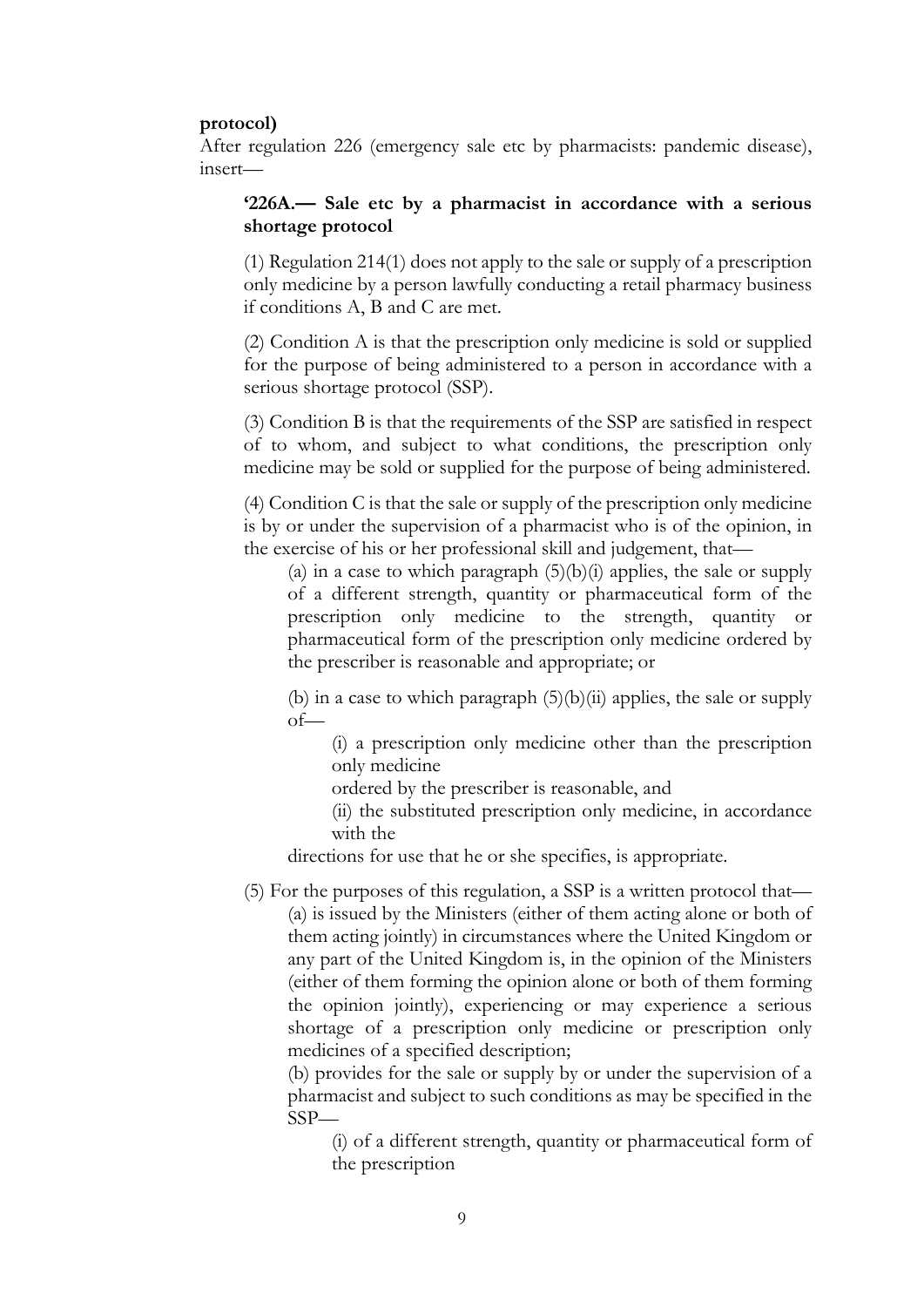**protocol)**

After regulation 226 (emergency sale etc by pharmacists: pandemic disease), insert—

> **'226A.— Sale etc by a pharmacist in accordance with a serious shortage protocol**
>
> (1) Regulation 214(1) does not apply to the sale or supply of a prescription only medicine by a person lawfully conducting a retail pharmacy business if conditions A, B and C are met.
>
> (2) Condition A is that the prescription only medicine is sold or supplied for the purpose of being administered to a person in accordance with a serious shortage protocol (SSP).
>
> (3) Condition B is that the requirements of the SSP are satisfied in respect of to whom, and subject to what conditions, the prescription only medicine may be sold or supplied for the purpose of being administered.
>
> (4) Condition C is that the sale or supply of the prescription only medicine is by or under the supervision of a pharmacist who is of the opinion, in the exercise of his or her professional skill and judgement, that—
>
> > (a) in a case to which paragraph (5)(b)(i) applies, the sale or supply of a different strength, quantity or pharmaceutical form of the prescription only medicine to the strength, quantity or pharmaceutical form of the prescription only medicine ordered by the prescriber is reasonable and appropriate; or
> >
> > (b) in a case to which paragraph (5)(b)(ii) applies, the sale or supply of—
> >
> > > (i) a prescription only medicine other than the prescription only medicine
> > >
> > > ordered by the prescriber is reasonable, and
> > >
> > > (ii) the substituted prescription only medicine, in accordance with the
> >
> > directions for use that he or she specifies, is appropriate.
>
> (5) For the purposes of this regulation, a SSP is a written protocol that—
>
> > (a) is issued by the Ministers (either of them acting alone or both of them acting jointly) in circumstances where the United Kingdom or any part of the United Kingdom is, in the opinion of the Ministers (either of them forming the opinion alone or both of them forming the opinion jointly), experiencing or may experience a serious shortage of a prescription only medicine or prescription only medicines of a specified description;
> >
> > (b) provides for the sale or supply by or under the supervision of a pharmacist and subject to such conditions as may be specified in the SSP—
> >
> > > (i) of a different strength, quantity or pharmaceutical form of the prescription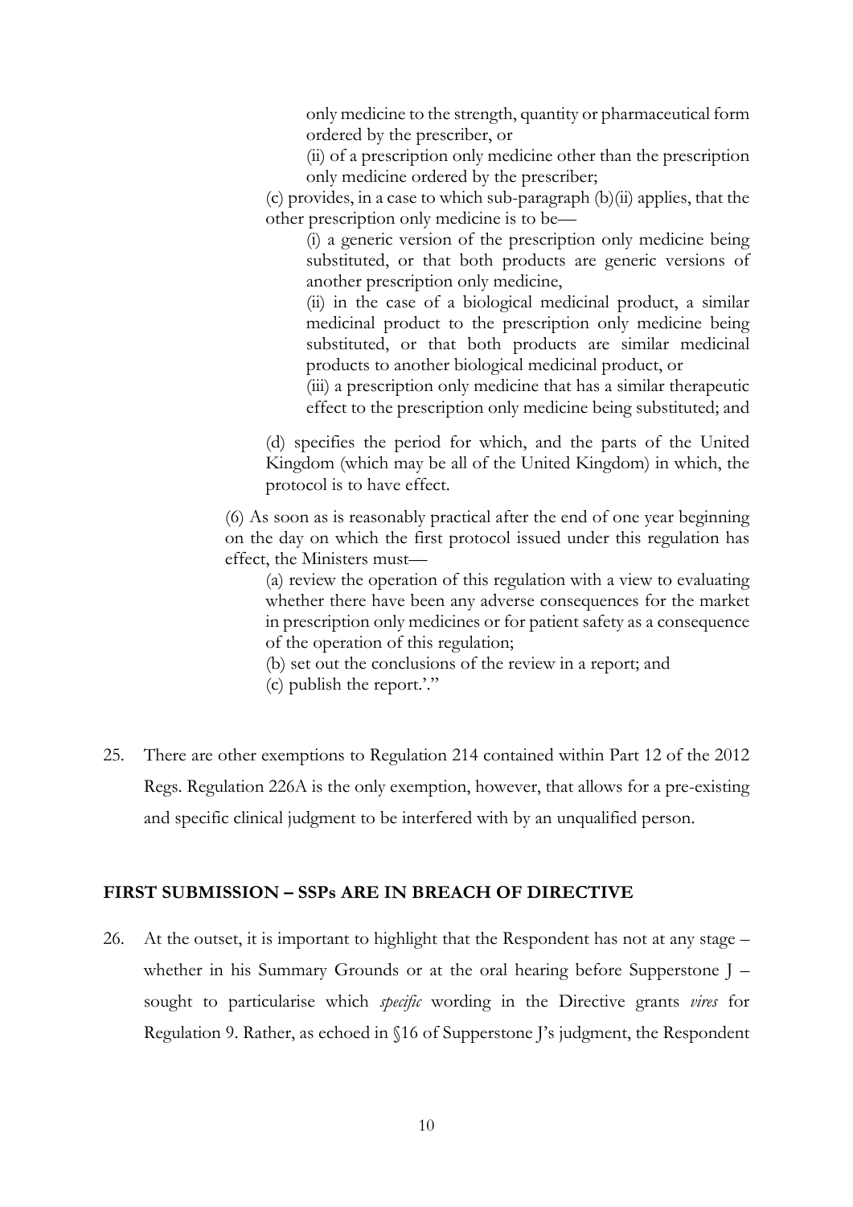only medicine to the strength, quantity or pharmaceutical form ordered by the prescriber, or

(ii) of a prescription only medicine other than the prescription only medicine ordered by the prescriber;

(c) provides, in a case to which sub-paragraph (b)(ii) applies, that the other prescription only medicine is to be—

(i) a generic version of the prescription only medicine being substituted, or that both products are generic versions of another prescription only medicine,

(ii) in the case of a biological medicinal product, a similar medicinal product to the prescription only medicine being substituted, or that both products are similar medicinal products to another biological medicinal product, or

(iii) a prescription only medicine that has a similar therapeutic effect to the prescription only medicine being substituted; and

(d) specifies the period for which, and the parts of the United Kingdom (which may be all of the United Kingdom) in which, the protocol is to have effect.

(6) As soon as is reasonably practical after the end of one year beginning on the day on which the first protocol issued under this regulation has effect, the Ministers must—

(a) review the operation of this regulation with a view to evaluating whether there have been any adverse consequences for the market in prescription only medicines or for patient safety as a consequence of the operation of this regulation;

(b) set out the conclusions of the review in a report; and

(c) publish the report.'."

25. There are other exemptions to Regulation 214 contained within Part 12 of the 2012 Regs. Regulation 226A is the only exemption, however, that allows for a pre-existing and specific clinical judgment to be interfered with by an unqualified person.

## FIRST SUBMISSION – SSPs ARE IN BREACH OF DIRECTIVE

26. At the outset, it is important to highlight that the Respondent has not at any stage – whether in his Summary Grounds or at the oral hearing before Supperstone J – sought to particularise which *specific* wording in the Directive grants *vires* for Regulation 9. Rather, as echoed in §16 of Supperstone J's judgment, the Respondent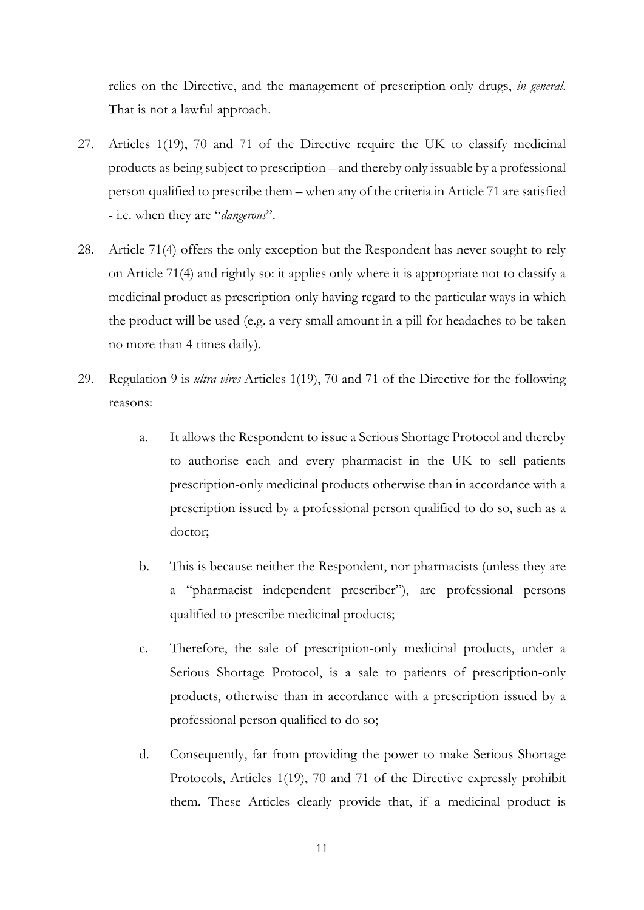relies on the Directive, and the management of prescription-only drugs, *in general*. That is not a lawful approach.

27. Articles 1(19), 70 and 71 of the Directive require the UK to classify medicinal products as being subject to prescription – and thereby only issuable by a professional person qualified to prescribe them – when any of the criteria in Article 71 are satisfied - i.e. when they are "*dangerous*".

28. Article 71(4) offers the only exception but the Respondent has never sought to rely on Article 71(4) and rightly so: it applies only where it is appropriate not to classify a medicinal product as prescription-only having regard to the particular ways in which the product will be used (e.g. a very small amount in a pill for headaches to be taken no more than 4 times daily).

29. Regulation 9 is *ultra vires* Articles 1(19), 70 and 71 of the Directive for the following reasons:

    a. It allows the Respondent to issue a Serious Shortage Protocol and thereby to authorise each and every pharmacist in the UK to sell patients prescription-only medicinal products otherwise than in accordance with a prescription issued by a professional person qualified to do so, such as a doctor;

    b. This is because neither the Respondent, nor pharmacists (unless they are a "pharmacist independent prescriber"), are professional persons qualified to prescribe medicinal products;

    c. Therefore, the sale of prescription-only medicinal products, under a Serious Shortage Protocol, is a sale to patients of prescription-only products, otherwise than in accordance with a prescription issued by a professional person qualified to do so;

    d. Consequently, far from providing the power to make Serious Shortage Protocols, Articles 1(19), 70 and 71 of the Directive expressly prohibit them. These Articles clearly provide that, if a medicinal product is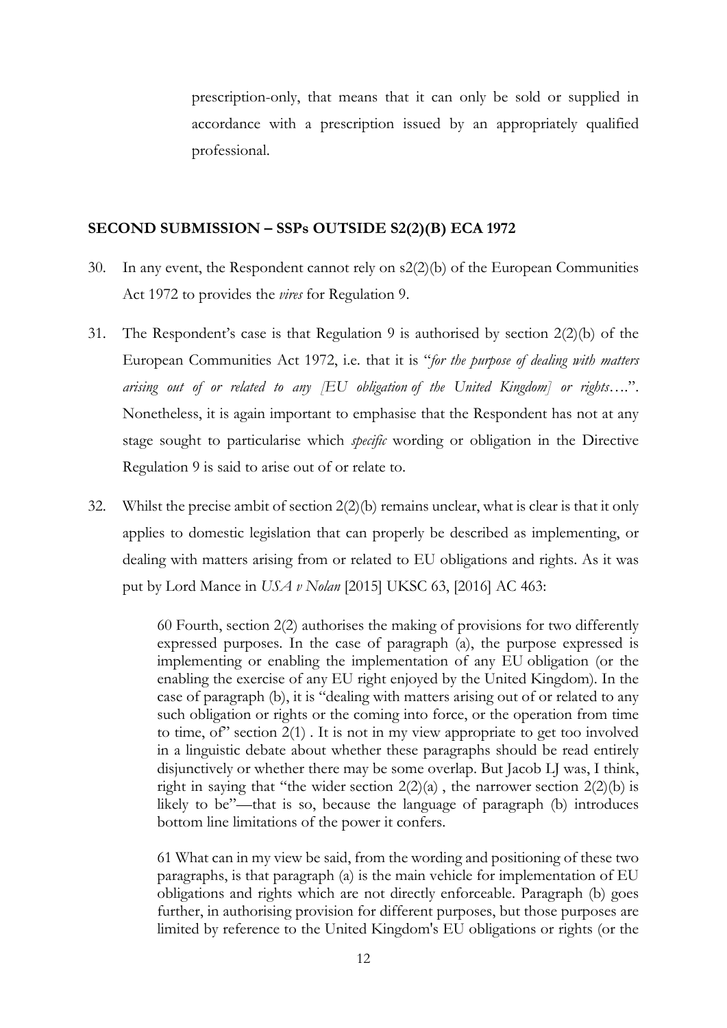prescription-only, that means that it can only be sold or supplied in accordance with a prescription issued by an appropriately qualified professional.

## SECOND SUBMISSION – SSPs OUTSIDE S2(2)(B) ECA 1972

30. In any event, the Respondent cannot rely on s2(2)(b) of the European Communities Act 1972 to provides the *vires* for Regulation 9.

31. The Respondent's case is that Regulation 9 is authorised by section 2(2)(b) of the European Communities Act 1972, i.e. that it is "*for the purpose of dealing with matters arising out of or related to any [EU obligation of the United Kingdom] or rights….*". Nonetheless, it is again important to emphasise that the Respondent has not at any stage sought to particularise which *specific* wording or obligation in the Directive Regulation 9 is said to arise out of or relate to.

32. Whilst the precise ambit of section 2(2)(b) remains unclear, what is clear is that it only applies to domestic legislation that can properly be described as implementing, or dealing with matters arising from or related to EU obligations and rights. As it was put by Lord Mance in *USA v Nolan* [2015] UKSC 63, [2016] AC 463:

> 60 Fourth, section 2(2) authorises the making of provisions for two differently expressed purposes. In the case of paragraph (a), the purpose expressed is implementing or enabling the implementation of any EU obligation (or the enabling the exercise of any EU right enjoyed by the United Kingdom). In the case of paragraph (b), it is "dealing with matters arising out of or related to any such obligation or rights or the coming into force, or the operation from time to time, of" section 2(1) . It is not in my view appropriate to get too involved in a linguistic debate about whether these paragraphs should be read entirely disjunctively or whether there may be some overlap. But Jacob LJ was, I think, right in saying that "the wider section 2(2)(a) , the narrower section 2(2)(b) is likely to be"—that is so, because the language of paragraph (b) introduces bottom line limitations of the power it confers.
>
> 61 What can in my view be said, from the wording and positioning of these two paragraphs, is that paragraph (a) is the main vehicle for implementation of EU obligations and rights which are not directly enforceable. Paragraph (b) goes further, in authorising provision for different purposes, but those purposes are limited by reference to the United Kingdom's EU obligations or rights (or the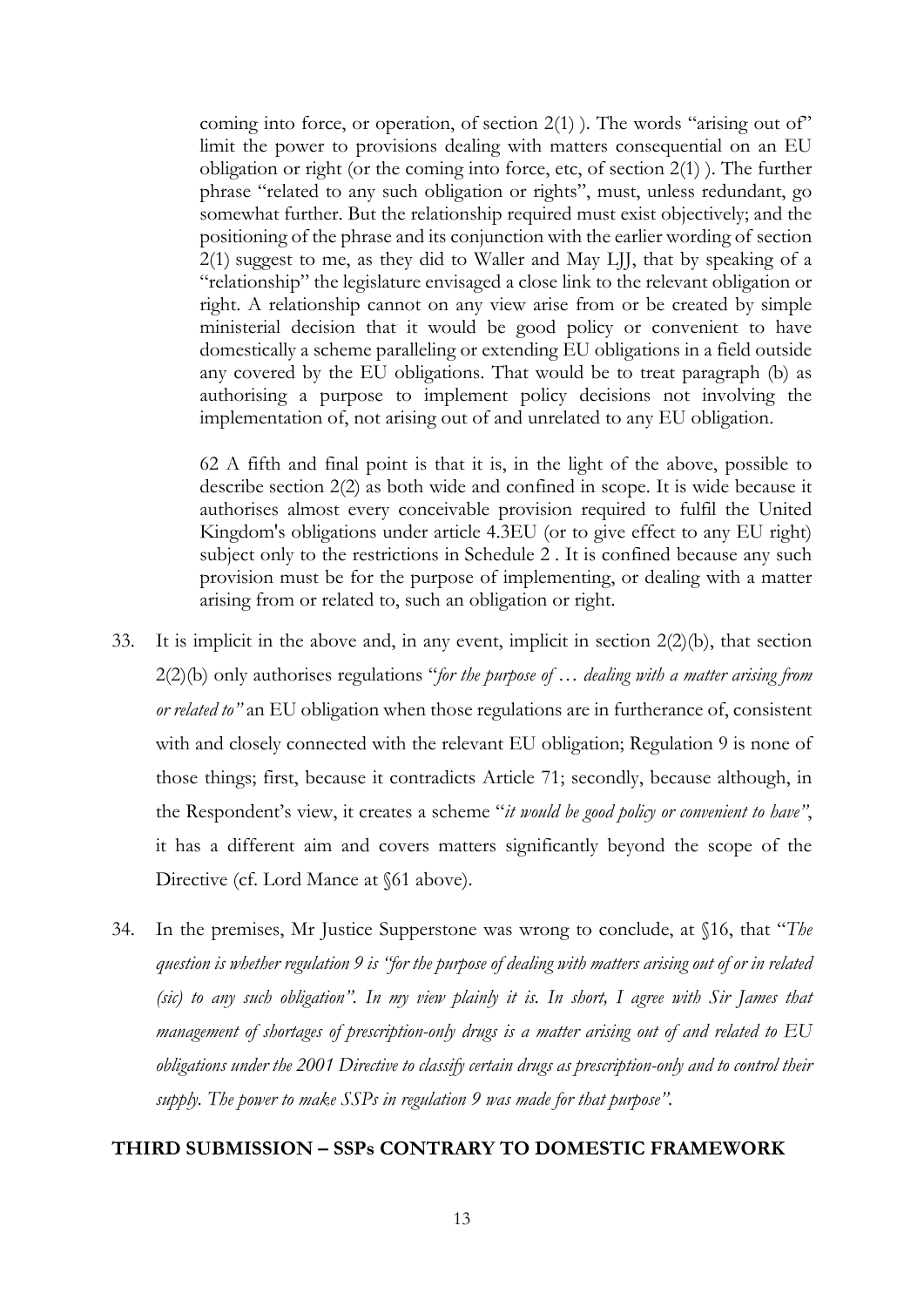> coming into force, or operation, of section 2(1) ). The words "arising out of" limit the power to provisions dealing with matters consequential on an EU obligation or right (or the coming into force, etc, of section 2(1) ). The further phrase "related to any such obligation or rights", must, unless redundant, go somewhat further. But the relationship required must exist objectively; and the positioning of the phrase and its conjunction with the earlier wording of section 2(1) suggest to me, as they did to Waller and May LJJ, that by speaking of a "relationship" the legislature envisaged a close link to the relevant obligation or right. A relationship cannot on any view arise from or be created by simple ministerial decision that it would be good policy or convenient to have domestically a scheme paralleling or extending EU obligations in a field outside any covered by the EU obligations. That would be to treat paragraph (b) as authorising a purpose to implement policy decisions not involving the implementation of, not arising out of and unrelated to any EU obligation.
>
> 62 A fifth and final point is that it is, in the light of the above, possible to describe section 2(2) as both wide and confined in scope. It is wide because it authorises almost every conceivable provision required to fulfil the United Kingdom's obligations under article 4.3EU (or to give effect to any EU right) subject only to the restrictions in Schedule 2 . It is confined because any such provision must be for the purpose of implementing, or dealing with a matter arising from or related to, such an obligation or right.

33. It is implicit in the above and, in any event, implicit in section 2(2)(b), that section 2(2)(b) only authorises regulations "*for the purpose of … dealing with a matter arising from or related to"* an EU obligation when those regulations are in furtherance of, consistent with and closely connected with the relevant EU obligation; Regulation 9 is none of those things; first, because it contradicts Article 71; secondly, because although, in the Respondent's view, it creates a scheme "*it would be good policy or convenient to have"*, it has a different aim and covers matters significantly beyond the scope of the Directive (cf. Lord Mance at §61 above).

34. In the premises, Mr Justice Supperstone was wrong to conclude, at §16, that "*The question is whether regulation 9 is "for the purpose of dealing with matters arising out of or in related (sic) to any such obligation". In my view plainly it is. In short, I agree with Sir James that management of shortages of prescription-only drugs is a matter arising out of and related to EU obligations under the 2001 Directive to classify certain drugs as prescription-only and to control their supply. The power to make SSPs in regulation 9 was made for that purpose"*.

**THIRD SUBMISSION – SSPs CONTRARY TO DOMESTIC FRAMEWORK**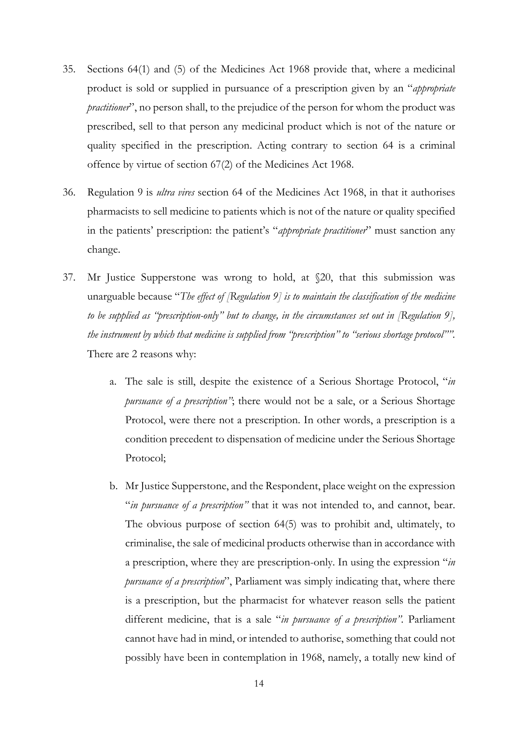35. Sections 64(1) and (5) of the Medicines Act 1968 provide that, where a medicinal product is sold or supplied in pursuance of a prescription given by an "*appropriate practitioner*", no person shall, to the prejudice of the person for whom the product was prescribed, sell to that person any medicinal product which is not of the nature or quality specified in the prescription. Acting contrary to section 64 is a criminal offence by virtue of section 67(2) of the Medicines Act 1968.

36. Regulation 9 is *ultra vires* section 64 of the Medicines Act 1968, in that it authorises pharmacists to sell medicine to patients which is not of the nature or quality specified in the patients' prescription: the patient's "*appropriate practitioner*" must sanction any change.

37. Mr Justice Supperstone was wrong to hold, at §20, that this submission was unarguable because "*The effect of [Regulation 9] is to maintain the classification of the medicine to be supplied as "prescription-only" but to change, in the circumstances set out in [Regulation 9], the instrument by which that medicine is supplied from "prescription" to "serious shortage protocol"*". There are 2 reasons why:

    a. The sale is still, despite the existence of a Serious Shortage Protocol, "*in pursuance of a prescription"*; there would not be a sale, or a Serious Shortage Protocol, were there not a prescription. In other words, a prescription is a condition precedent to dispensation of medicine under the Serious Shortage Protocol;

    b. Mr Justice Supperstone, and the Respondent, place weight on the expression "*in pursuance of a prescription"* that it was not intended to, and cannot, bear. The obvious purpose of section 64(5) was to prohibit and, ultimately, to criminalise, the sale of medicinal products otherwise than in accordance with a prescription, where they are prescription-only. In using the expression "*in pursuance of a prescription*", Parliament was simply indicating that, where there is a prescription, but the pharmacist for whatever reason sells the patient different medicine, that is a sale "*in pursuance of a prescription"*. Parliament cannot have had in mind, or intended to authorise, something that could not possibly have been in contemplation in 1968, namely, a totally new kind of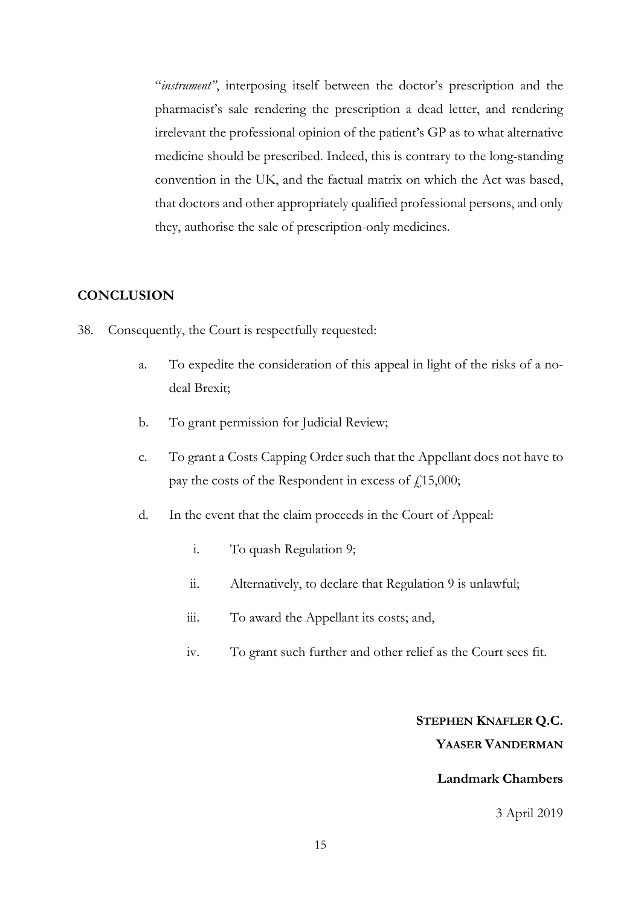"*instrument"*, interposing itself between the doctor's prescription and the pharmacist's sale rendering the prescription a dead letter, and rendering irrelevant the professional opinion of the patient's GP as to what alternative medicine should be prescribed. Indeed, this is contrary to the long-standing convention in the UK, and the factual matrix on which the Act was based, that doctors and other appropriately qualified professional persons, and only they, authorise the sale of prescription-only medicines.

## CONCLUSION

38. Consequently, the Court is respectfully requested:

    a. To expedite the consideration of this appeal in light of the risks of a no-deal Brexit;

    b. To grant permission for Judicial Review;

    c. To grant a Costs Capping Order such that the Appellant does not have to pay the costs of the Respondent in excess of £15,000;

    d. In the event that the claim proceeds in the Court of Appeal:

        i. To quash Regulation 9;

        ii. Alternatively, to declare that Regulation 9 is unlawful;

        iii. To award the Appellant its costs; and,

        iv. To grant such further and other relief as the Court sees fit.

**STEPHEN KNAFLER Q.C.**

**YAASER VANDERMAN**

**Landmark Chambers**

3 April 2019